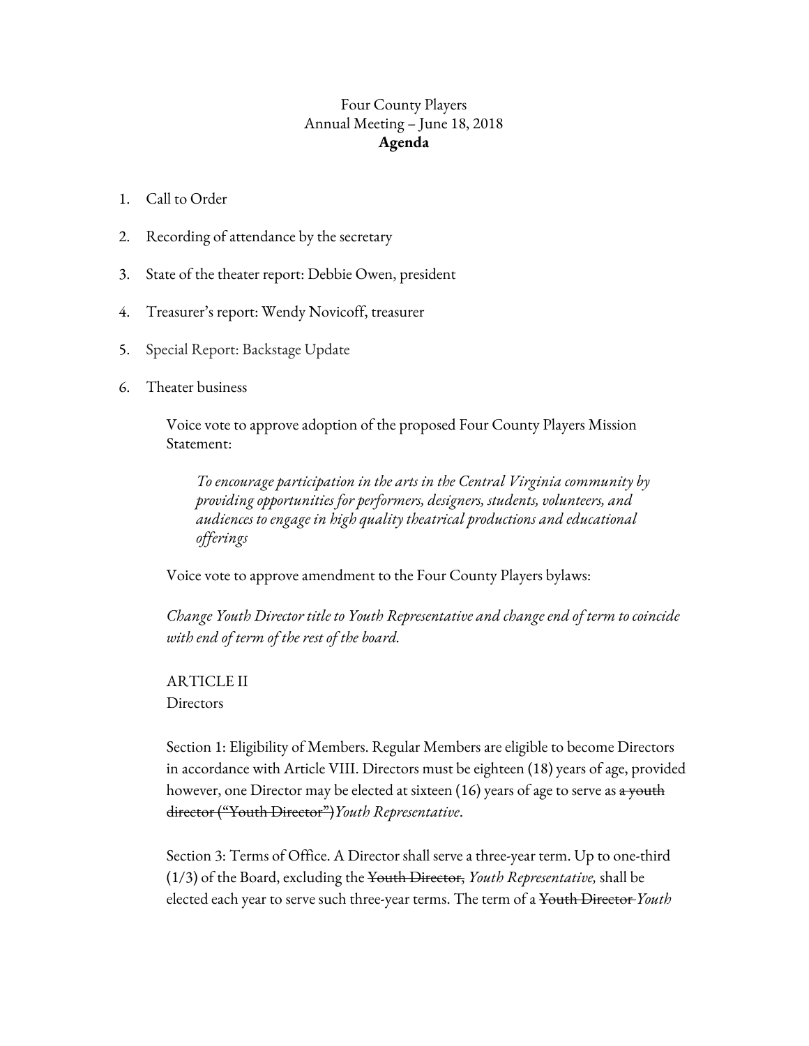Four County Players
Annual Meeting – June 18, 2018
**Agenda**

1. Call to Order
2. Recording of attendance by the secretary
3. State of the theater report: Debbie Owen, president
4. Treasurer's report: Wendy Novicoff, treasurer
5. Special Report: Backstage Update
6. Theater business

   Voice vote to approve adoption of the proposed Four County Players Mission Statement:

   > *To encourage participation in the arts in the Central Virginia community by providing opportunities for performers, designers, students, volunteers, and audiences to engage in high quality theatrical productions and educational offerings*

   Voice vote to approve amendment to the Four County Players bylaws:

   *Change Youth Director title to Youth Representative and change end of term to coincide with end of term of the rest of the board.*

   ARTICLE II
   Directors

   Section 1: Eligibility of Members. Regular Members are eligible to become Directors in accordance with Article VIII. Directors must be eighteen (18) years of age, provided however, one Director may be elected at sixteen (16) years of age to serve as ~~a youth director ("Youth Director")~~*Youth Representative*.

   Section 3: Terms of Office. A Director shall serve a three-year term. Up to one-third (1/3) of the Board, excluding the ~~Youth Director,~~ *Youth Representative,* shall be elected each year to serve such three-year terms. The term of a ~~Youth Director~~ *Youth*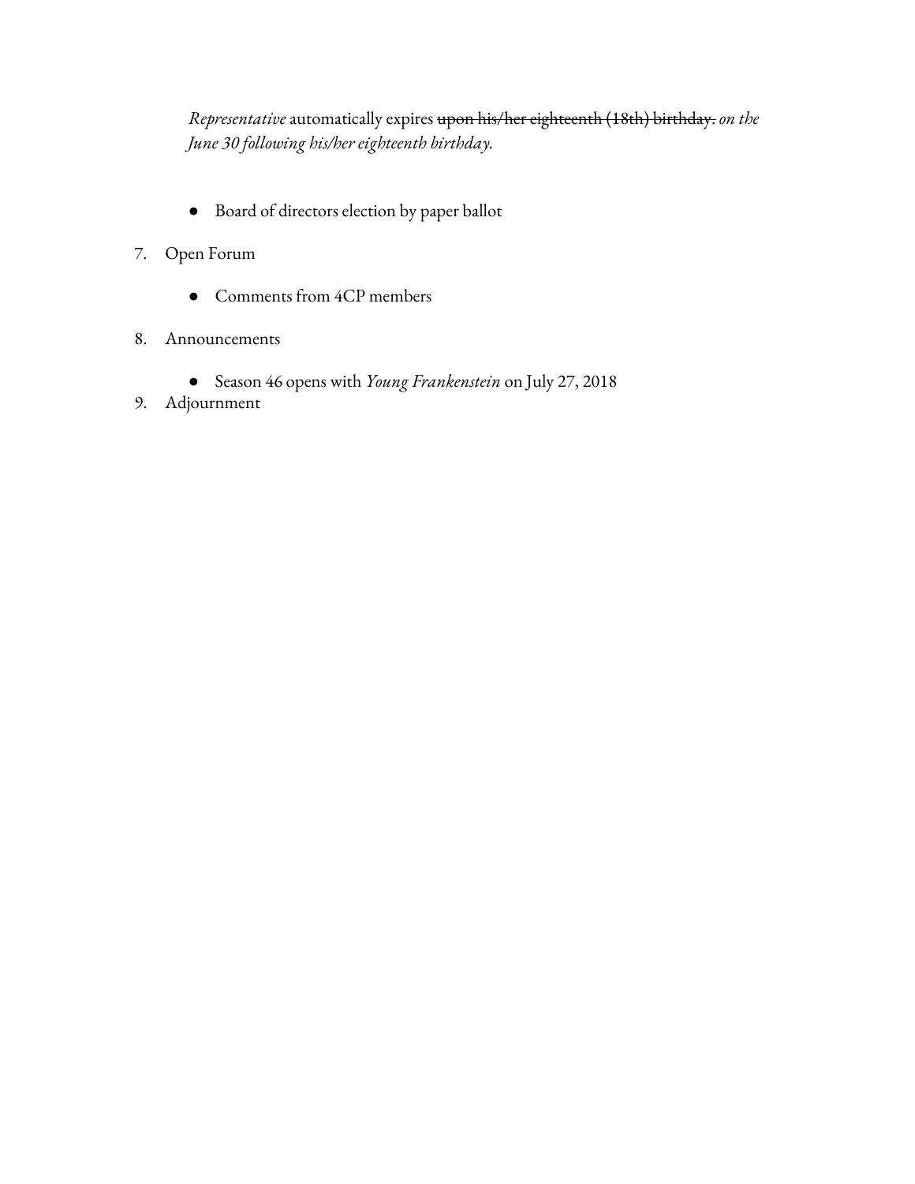*Representative* automatically expires ~~upon his/her eighteenth (18th) birthday.~~ *on the June 30 following his/her eighteenth birthday.*

- Board of directors election by paper ballot

7. Open Forum
    - Comments from 4CP members
8. Announcements
    - Season 46 opens with *Young Frankenstein* on July 27, 2018
9. Adjournment